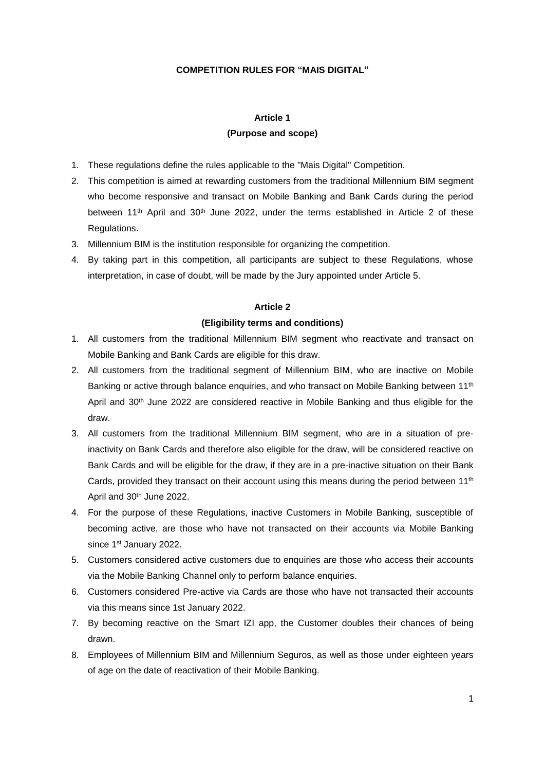# COMPETITION RULES FOR "MAIS DIGITAL"

## Article 1
### (Purpose and scope)

1. These regulations define the rules applicable to the "Mais Digital" Competition.
2. This competition is aimed at rewarding customers from the traditional Millennium BIM segment who become responsive and transact on Mobile Banking and Bank Cards during the period between 11th April and 30th June 2022, under the terms established in Article 2 of these Regulations.
3. Millennium BIM is the institution responsible for organizing the competition.
4. By taking part in this competition, all participants are subject to these Regulations, whose interpretation, in case of doubt, will be made by the Jury appointed under Article 5.

## Article 2
### (Eligibility terms and conditions)

1. All customers from the traditional Millennium BIM segment who reactivate and transact on Mobile Banking and Bank Cards are eligible for this draw.
2. All customers from the traditional segment of Millennium BIM, who are inactive on Mobile Banking or active through balance enquiries, and who transact on Mobile Banking between 11th April and 30th June 2022 are considered reactive in Mobile Banking and thus eligible for the draw.
3. All customers from the traditional Millennium BIM segment, who are in a situation of pre-inactivity on Bank Cards and therefore also eligible for the draw, will be considered reactive on Bank Cards and will be eligible for the draw, if they are in a pre-inactive situation on their Bank Cards, provided they transact on their account using this means during the period between 11th April and 30th June 2022.
4. For the purpose of these Regulations, inactive Customers in Mobile Banking, susceptible of becoming active, are those who have not transacted on their accounts via Mobile Banking since 1st January 2022.
5. Customers considered active customers due to enquiries are those who access their accounts via the Mobile Banking Channel only to perform balance enquiries.
6. Customers considered Pre-active via Cards are those who have not transacted their accounts via this means since 1st January 2022.
7. By becoming reactive on the Smart IZI app, the Customer doubles their chances of being drawn.
8. Employees of Millennium BIM and Millennium Seguros, as well as those under eighteen years of age on the date of reactivation of their Mobile Banking.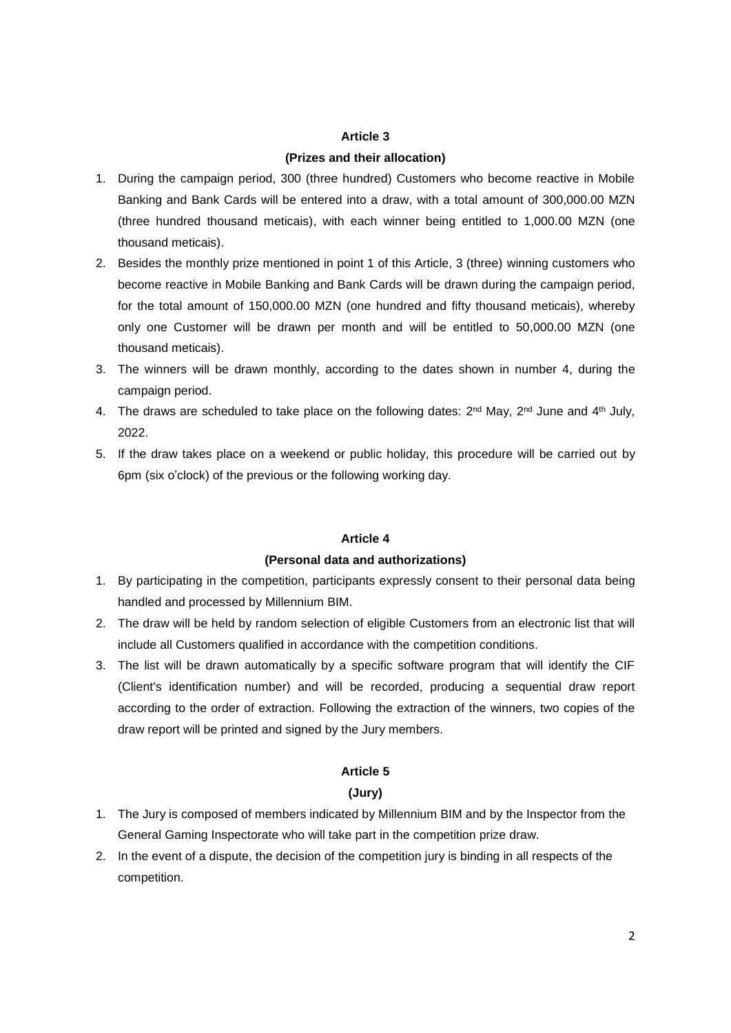**Article 3**

**(Prizes and their allocation)**

1. During the campaign period, 300 (three hundred) Customers who become reactive in Mobile Banking and Bank Cards will be entered into a draw, with a total amount of 300,000.00 MZN (three hundred thousand meticais), with each winner being entitled to 1,000.00 MZN (one thousand meticais).
2. Besides the monthly prize mentioned in point 1 of this Article, 3 (three) winning customers who become reactive in Mobile Banking and Bank Cards will be drawn during the campaign period, for the total amount of 150,000.00 MZN (one hundred and fifty thousand meticais), whereby only one Customer will be drawn per month and will be entitled to 50,000.00 MZN (one thousand meticais).
3. The winners will be drawn monthly, according to the dates shown in number 4, during the campaign period.
4. The draws are scheduled to take place on the following dates: 2nd May, 2nd June and 4th July, 2022.
5. If the draw takes place on a weekend or public holiday, this procedure will be carried out by 6pm (six o'clock) of the previous or the following working day.

**Article 4**

**(Personal data and authorizations)**

1. By participating in the competition, participants expressly consent to their personal data being handled and processed by Millennium BIM.
2. The draw will be held by random selection of eligible Customers from an electronic list that will include all Customers qualified in accordance with the competition conditions.
3. The list will be drawn automatically by a specific software program that will identify the CIF (Client's identification number) and will be recorded, producing a sequential draw report according to the order of extraction. Following the extraction of the winners, two copies of the draw report will be printed and signed by the Jury members.

**Article 5**

**(Jury)**

1. The Jury is composed of members indicated by Millennium BIM and by the Inspector from the General Gaming Inspectorate who will take part in the competition prize draw.
2. In the event of a dispute, the decision of the competition jury is binding in all respects of the competition.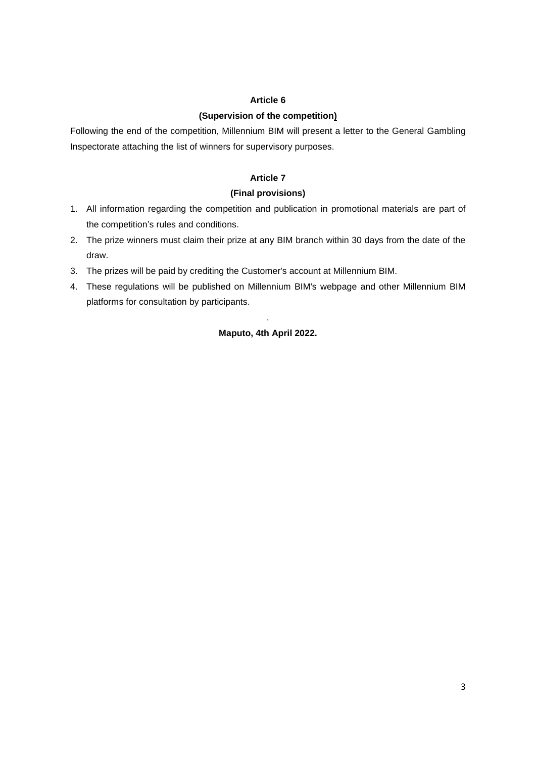**Article 6**

**(Supervision of the competition)**

Following the end of the competition, Millennium BIM will present a letter to the General Gambling Inspectorate attaching the list of winners for supervisory purposes.

**Article 7**

**(Final provisions)**

1. All information regarding the competition and publication in promotional materials are part of the competition's rules and conditions.
2. The prize winners must claim their prize at any BIM branch within 30 days from the date of the draw.
3. The prizes will be paid by crediting the Customer's account at Millennium BIM.
4. These regulations will be published on Millennium BIM's webpage and other Millennium BIM platforms for consultation by participants.

.

**Maputo, 4th April 2022.**